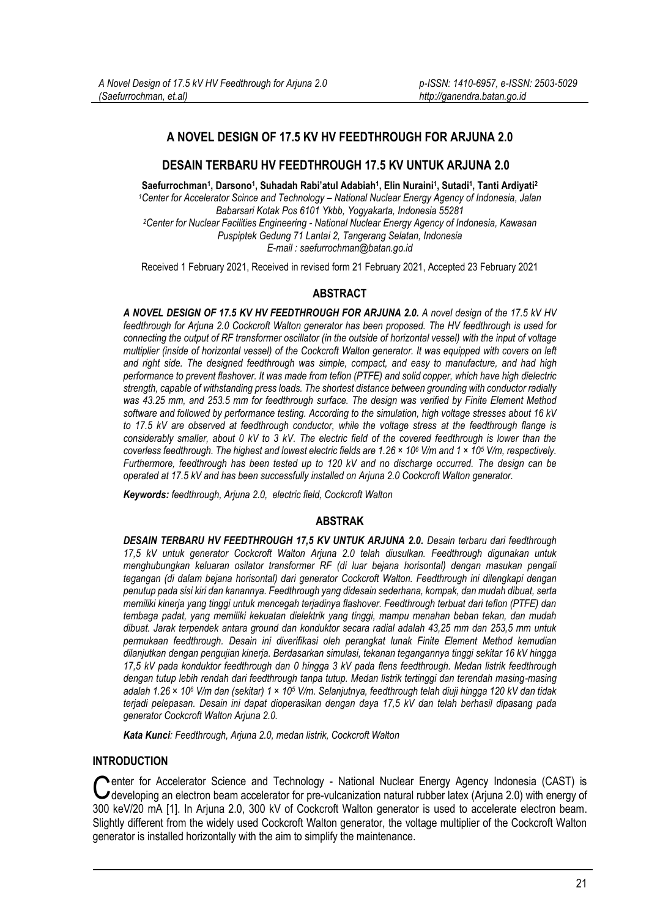# A NOVEL DESIGN OF 17.5 KV HV FEEDTHROUGH FOR ARJUNA 2.0

## DESAIN TERBARU HV FEEDTHROUGH 17.5 KV UNTUK ARJUNA 2.0

**Saefurrochman[1], Darsono[1], Suhadah Rabi'atul Adabiah[1], Elin Nuraini[1], Sutadi[1], Tanti Ardiyati[2]**

*[1]Center for Accelerator Scince and Technology – National Nuclear Energy Agency of Indonesia, Jalan Babarsari Kotak Pos 6101 Ykbb, Yogyakarta, Indonesia 55281*

*[2]Center for Nuclear Facilities Engineering - National Nuclear Energy Agency of Indonesia, Kawasan Puspiptek Gedung 71 Lantai 2, Tangerang Selatan, Indonesia*

*E-mail : saefurrochman@batan.go.id*

Received 1 February 2021, Received in revised form 21 February 2021, Accepted 23 February 2021

## ABSTRACT

***A NOVEL DESIGN OF 17.5 KV HV FEEDTHROUGH FOR ARJUNA 2.0.*** *A novel design of the 17.5 kV HV feedthrough for Arjuna 2.0 Cockcroft Walton generator has been proposed. The HV feedthrough is used for connecting the output of RF transformer oscillator (in the outside of horizontal vessel) with the input of voltage multiplier (inside of horizontal vessel) of the Cockcroft Walton generator. It was equipped with covers on left and right side. The designed feedthrough was simple, compact, and easy to manufacture, and had high performance to prevent flashover. It was made from teflon (PTFE) and solid copper, which have high dielectric strength, capable of withstanding press loads. The shortest distance between grounding with conductor radially was 43.25 mm, and 253.5 mm for feedthrough surface. The design was verified by Finite Element Method software and followed by performance testing. According to the simulation, high voltage stresses about 16 kV to 17.5 kV are observed at feedthrough conductor, while the voltage stress at the feedthrough flange is considerably smaller, about 0 kV to 3 kV. The electric field of the covered feedthrough is lower than the coverless feedthrough. The highest and lowest electric fields are $1.26 \times 10^6$ V/m and $1 \times 10^5$ V/m, respectively. Furthermore, feedthrough has been tested up to 120 kV and no discharge occurred. The design can be operated at 17.5 kV and has been successfully installed on Arjuna 2.0 Cockcroft Walton generator.*

***Keywords:*** *feedthrough, Arjuna 2.0, electric field, Cockcroft Walton*

## ABSTRAK

***DESAIN TERBARU HV FEEDTHROUGH 17,5 KV UNTUK ARJUNA 2.0.*** *Desain terbaru dari feedthrough 17,5 kV untuk generator Cockcroft Walton Arjuna 2.0 telah diusulkan. Feedthrough digunakan untuk menghubungkan keluaran osilator transformer RF (di luar bejana horisontal) dengan masukan pengali tegangan (di dalam bejana horisontal) dari generator Cockcroft Walton. Feedthrough ini dilengkapi dengan penutup pada sisi kiri dan kanannya. Feedthrough yang didesain sederhana, kompak, dan mudah dibuat, serta memiliki kinerja yang tinggi untuk mencegah terjadinya flashover. Feedthrough terbuat dari teflon (PTFE) dan tembaga padat, yang memiliki kekuatan dielektrik yang tinggi, mampu menahan beban tekan, dan mudah dibuat. Jarak terpendek antara ground dan konduktor secara radial adalah 43,25 mm dan 253,5 mm untuk permukaan feedthrough. Desain ini diverifikasi oleh perangkat lunak Finite Element Method kemudian dilanjutkan dengan pengujian kinerja. Berdasarkan simulasi, tekanan tegangannya tinggi sekitar 16 kV hingga 17,5 kV pada konduktor feedthrough dan 0 hingga 3 kV pada flens feedthrough. Medan listrik feedthrough dengan tutup lebih rendah dari feedthrough tanpa tutup. Medan listrik tertinggi dan terendah masing-masing adalah $1.26 \times 10^6$ V/m dan (sekitar) $1 \times 10^5$ V/m. Selanjutnya, feedthrough telah diuji hingga 120 kV dan tidak terjadi pelepasan. Desain ini dapat dioperasikan dengan daya 17,5 kV dan telah berhasil dipasang pada generator Cockcroft Walton Arjuna 2.0.*

***Kata Kunci****: Feedthrough, Arjuna 2.0, medan listrik, Cockcroft Walton*

## INTRODUCTION

Center for Accelerator Science and Technology - National Nuclear Energy Agency Indonesia (CAST) is developing an electron beam accelerator for pre-vulcanization natural rubber latex (Arjuna 2.0) with energy of 300 keV/20 mA [1]. In Arjuna 2.0, 300 kV of Cockcroft Walton generator is used to accelerate electron beam. Slightly different from the widely used Cockcroft Walton generator, the voltage multiplier of the Cockcroft Walton generator is installed horizontally with the aim to simplify the maintenance.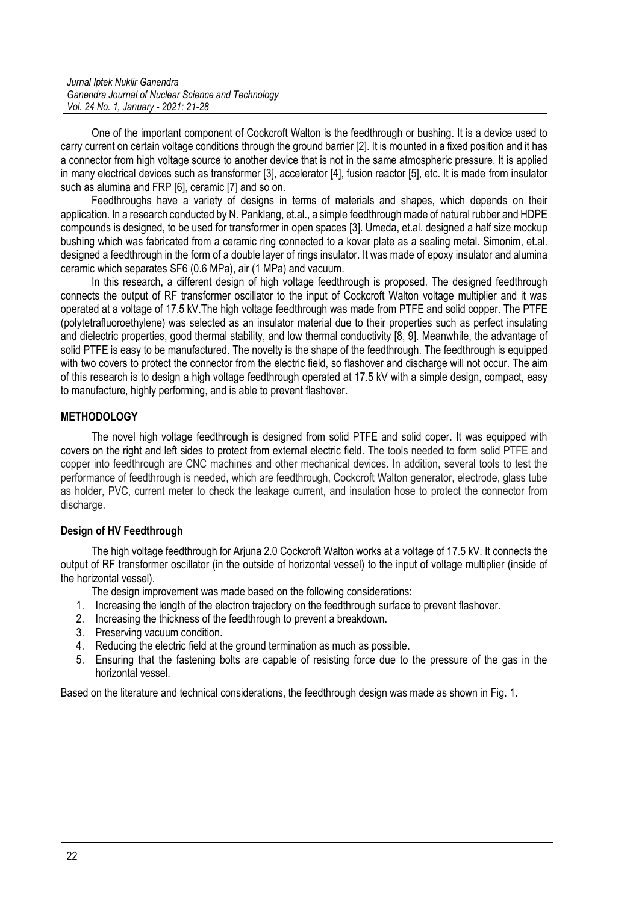One of the important component of Cockcroft Walton is the feedthrough or bushing. It is a device used to carry current on certain voltage conditions through the ground barrier [2]. It is mounted in a fixed position and it has a connector from high voltage source to another device that is not in the same atmospheric pressure. It is applied in many electrical devices such as transformer [3], accelerator [4], fusion reactor [5], etc. It is made from insulator such as alumina and FRP [6], ceramic [7] and so on.

Feedthroughs have a variety of designs in terms of materials and shapes, which depends on their application. In a research conducted by N. Panklang, et.al., a simple feedthrough made of natural rubber and HDPE compounds is designed, to be used for transformer in open spaces [3]. Umeda, et.al. designed a half size mockup bushing which was fabricated from a ceramic ring connected to a kovar plate as a sealing metal. Simonim, et.al. designed a feedthrough in the form of a double layer of rings insulator. It was made of epoxy insulator and alumina ceramic which separates $SF_6$ (0.6 MPa), air (1 MPa) and vacuum.

In this research, a different design of high voltage feedthrough is proposed. The designed feedthrough connects the output of RF transformer oscillator to the input of Cockcroft Walton voltage multiplier and it was operated at a voltage of 17.5 kV.The high voltage feedthrough was made from PTFE and solid copper. The PTFE (polytetrafluoroethylene) was selected as an insulator material due to their properties such as perfect insulating and dielectric properties, good thermal stability, and low thermal conductivity [8, 9]. Meanwhile, the advantage of solid PTFE is easy to be manufactured. The novelty is the shape of the feedthrough. The feedthrough is equipped with two covers to protect the connector from the electric field, so flashover and discharge will not occur. The aim of this research is to design a high voltage feedthrough operated at 17.5 kV with a simple design, compact, easy to manufacture, highly performing, and is able to prevent flashover.

## METHODOLOGY

The novel high voltage feedthrough is designed from solid PTFE and solid coper. It was equipped with covers on the right and left sides to protect from external electric field. The tools needed to form solid PTFE and copper into feedthrough are CNC machines and other mechanical devices. In addition, several tools to test the performance of feedthrough is needed, which are feedthrough, Cockcroft Walton generator, electrode, glass tube as holder, PVC, current meter to check the leakage current, and insulation hose to protect the connector from discharge.

### Design of HV Feedthrough

The high voltage feedthrough for Arjuna 2.0 Cockcroft Walton works at a voltage of 17.5 kV. It connects the output of RF transformer oscillator (in the outside of horizontal vessel) to the input of voltage multiplier (inside of the horizontal vessel).

The design improvement was made based on the following considerations:

1. Increasing the length of the electron trajectory on the feedthrough surface to prevent flashover.
2. Increasing the thickness of the feedthrough to prevent a breakdown.
3. Preserving vacuum condition.
4. Reducing the electric field at the ground termination as much as possible.
5. Ensuring that the fastening bolts are capable of resisting force due to the pressure of the gas in the horizontal vessel.

Based on the literature and technical considerations, the feedthrough design was made as shown in Fig. 1.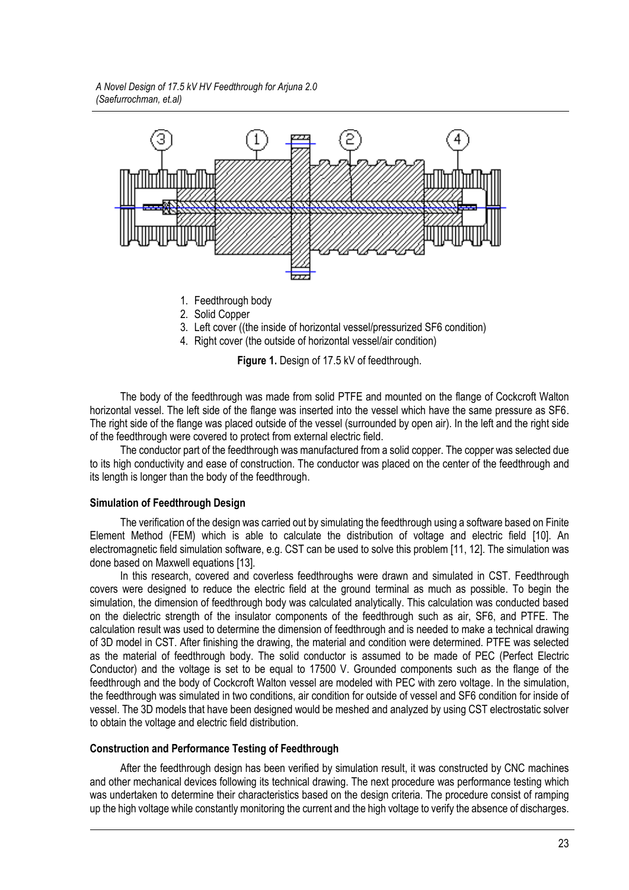1. Feedthrough body
2. Solid Copper
3. Left cover ((the inside of horizontal vessel/pressurized SF6 condition)
4. Right cover (the outside of horizontal vessel/air condition)

**Figure 1.** Design of 17.5 kV of feedthrough.

The body of the feedthrough was made from solid PTFE and mounted on the flange of Cockcroft Walton horizontal vessel. The left side of the flange was inserted into the vessel which have the same pressure as SF6. The right side of the flange was placed outside of the vessel (surrounded by open air). In the left and the right side of the feedthrough were covered to protect from external electric field.

The conductor part of the feedthrough was manufactured from a solid copper. The copper was selected due to its high conductivity and ease of construction. The conductor was placed on the center of the feedthrough and its length is longer than the body of the feedthrough.

**Simulation of Feedthrough Design**

The verification of the design was carried out by simulating the feedthrough using a software based on Finite Element Method (FEM) which is able to calculate the distribution of voltage and electric field [10]. An electromagnetic field simulation software, e.g. CST can be used to solve this problem [11, 12]. The simulation was done based on Maxwell equations [13].

In this research, covered and coverless feedthroughs were drawn and simulated in CST. Feedthrough covers were designed to reduce the electric field at the ground terminal as much as possible. To begin the simulation, the dimension of feedthrough body was calculated analytically. This calculation was conducted based on the dielectric strength of the insulator components of the feedthrough such as air, SF6, and PTFE. The calculation result was used to determine the dimension of feedthrough and is needed to make a technical drawing of 3D model in CST. After finishing the drawing, the material and condition were determined. PTFE was selected as the material of feedthrough body. The solid conductor is assumed to be made of PEC (Perfect Electric Conductor) and the voltage is set to be equal to 17500 V. Grounded components such as the flange of the feedthrough and the body of Cockcroft Walton vessel are modeled with PEC with zero voltage. In the simulation, the feedthrough was simulated in two conditions, air condition for outside of vessel and SF6 condition for inside of vessel. The 3D models that have been designed would be meshed and analyzed by using CST electrostatic solver to obtain the voltage and electric field distribution.

**Construction and Performance Testing of Feedthrough**

After the feedthrough design has been verified by simulation result, it was constructed by CNC machines and other mechanical devices following its technical drawing. The next procedure was performance testing which was undertaken to determine their characteristics based on the design criteria. The procedure consist of ramping up the high voltage while constantly monitoring the current and the high voltage to verify the absence of discharges.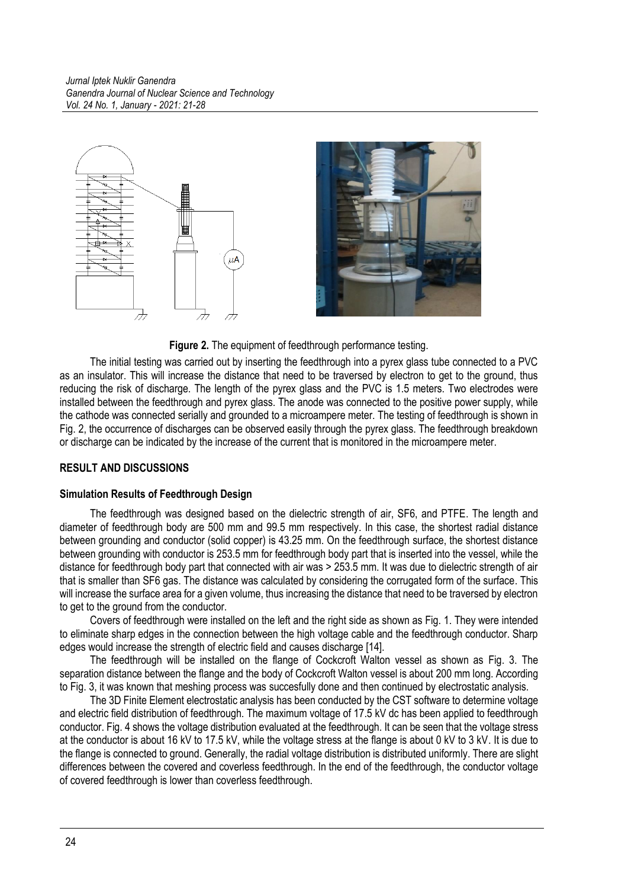**Figure 2.** The equipment of feedthrough performance testing.

The initial testing was carried out by inserting the feedthrough into a pyrex glass tube connected to a PVC as an insulator. This will increase the distance that need to be traversed by electron to get to the ground, thus reducing the risk of discharge. The length of the pyrex glass and the PVC is 1.5 meters. Two electrodes were installed between the feedthrough and pyrex glass. The anode was connected to the positive power supply, while the cathode was connected serially and grounded to a microampere meter. The testing of feedthrough is shown in Fig. 2, the occurrence of discharges can be observed easily through the pyrex glass. The feedthrough breakdown or discharge can be indicated by the increase of the current that is monitored in the microampere meter.

## RESULT AND DISCUSSIONS

### Simulation Results of Feedthrough Design

The feedthrough was designed based on the dielectric strength of air, $SF_6$, and PTFE. The length and diameter of feedthrough body are 500 mm and 99.5 mm respectively. In this case, the shortest radial distance between grounding and conductor (solid copper) is 43.25 mm. On the feedthrough surface, the shortest distance between grounding with conductor is 253.5 mm for feedthrough body part that is inserted into the vessel, while the distance for feedthrough body part that connected with air was > 253.5 mm. It was due to dielectric strength of air that is smaller than $SF_6$ gas. The distance was calculated by considering the corrugated form of the surface. This will increase the surface area for a given volume, thus increasing the distance that need to be traversed by electron to get to the ground from the conductor.

Covers of feedthrough were installed on the left and the right side as shown as Fig. 1. They were intended to eliminate sharp edges in the connection between the high voltage cable and the feedthrough conductor. Sharp edges would increase the strength of electric field and causes discharge [14].

The feedthrough will be installed on the flange of Cockcroft Walton vessel as shown as Fig. 3. The separation distance between the flange and the body of Cockcroft Walton vessel is about 200 mm long. According to Fig. 3, it was known that meshing process was succesfully done and then continued by electrostatic analysis.

The 3D Finite Element electrostatic analysis has been conducted by the CST software to determine voltage and electric field distribution of feedthrough. The maximum voltage of 17.5 kV dc has been applied to feedthrough conductor. Fig. 4 shows the voltage distribution evaluated at the feedthrough. It can be seen that the voltage stress at the conductor is about 16 kV to 17.5 kV, while the voltage stress at the flange is about 0 kV to 3 kV. It is due to the flange is connected to ground. Generally, the radial voltage distribution is distributed uniformly. There are slight differences between the covered and coverless feedthrough. In the end of the feedthrough, the conductor voltage of covered feedthrough is lower than coverless feedthrough.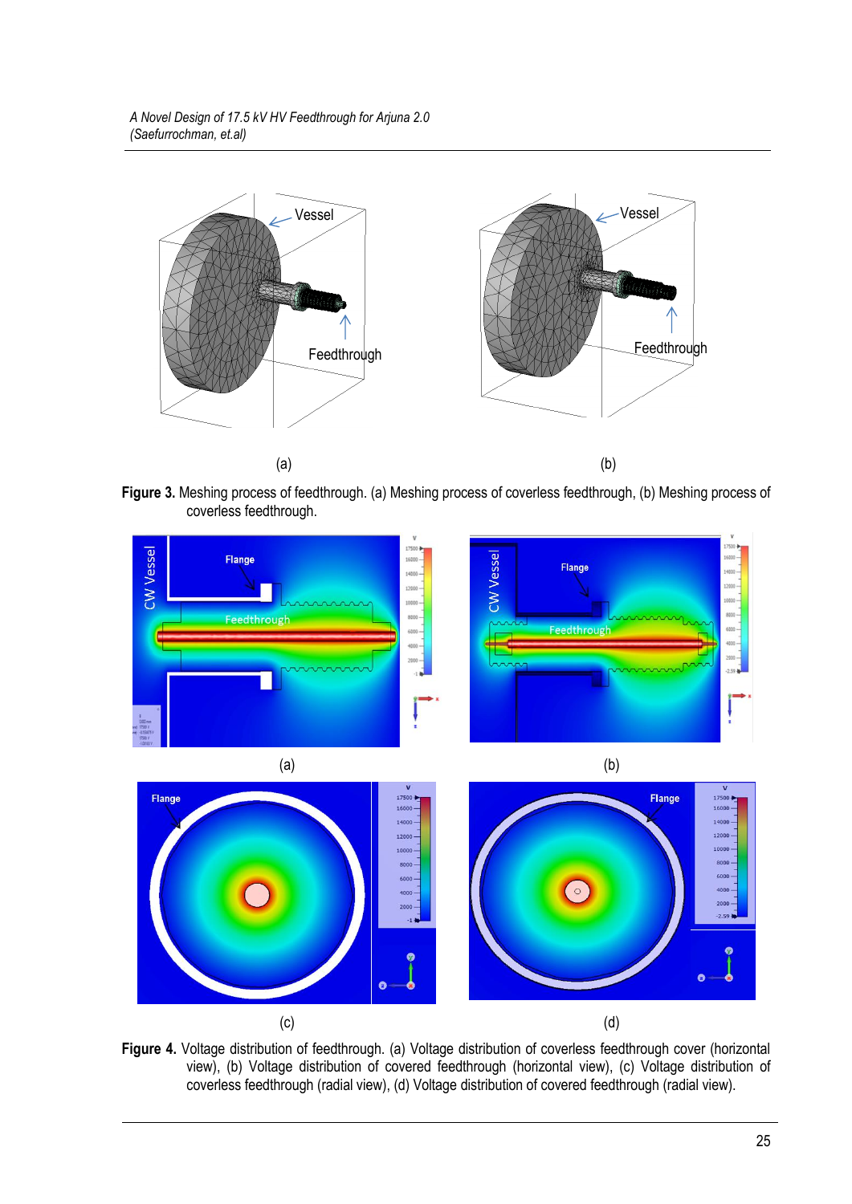**Figure 3.** Meshing process of feedthrough. (a) Meshing process of coverless feedthrough, (b) Meshing process of coverless feedthrough.

**Figure 4.** Voltage distribution of feedthrough. (a) Voltage distribution of coverless feedthrough cover (horizontal view), (b) Voltage distribution of covered feedthrough (horizontal view), (c) Voltage distribution of coverless feedthrough (radial view), (d) Voltage distribution of covered feedthrough (radial view).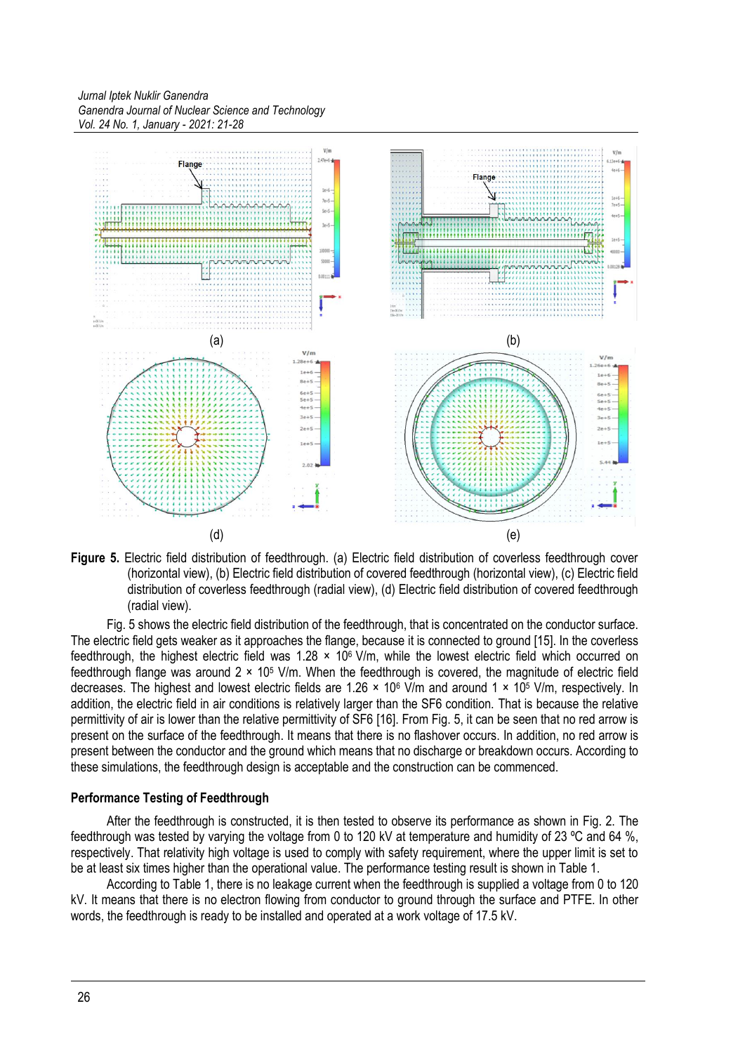(a)

(b)

(d)

(e)

**Figure 5.** Electric field distribution of feedthrough. (a) Electric field distribution of coverless feedthrough cover (horizontal view), (b) Electric field distribution of covered feedthrough (horizontal view), (c) Electric field distribution of coverless feedthrough (radial view), (d) Electric field distribution of covered feedthrough (radial view).

Fig. 5 shows the electric field distribution of the feedthrough, that is concentrated on the conductor surface. The electric field gets weaker as it approaches the flange, because it is connected to ground [15]. In the coverless feedthrough, the highest electric field was $1.28 \times 10^6$ V/m, while the lowest electric field which occurred on feedthrough flange was around $2 \times 10^5$ V/m. When the feedthrough is covered, the magnitude of electric field decreases. The highest and lowest electric fields are $1.26 \times 10^6$ V/m and around $1 \times 10^5$ V/m, respectively. In addition, the electric field in air conditions is relatively larger than the SF6 condition. That is because the relative permittivity of air is lower than the relative permittivity of SF6 [16]. From Fig. 5, it can be seen that no red arrow is present on the surface of the feedthrough. It means that there is no flashover occurs. In addition, no red arrow is present between the conductor and the ground which means that no discharge or breakdown occurs. According to these simulations, the feedthrough design is acceptable and the construction can be commenced.

### Performance Testing of Feedthrough

After the feedthrough is constructed, it is then tested to observe its performance as shown in Fig. 2. The feedthrough was tested by varying the voltage from 0 to 120 kV at temperature and humidity of 23 ºC and 64 %, respectively. That relativity high voltage is used to comply with safety requirement, where the upper limit is set to be at least six times higher than the operational value. The performance testing result is shown in Table 1.

According to Table 1, there is no leakage current when the feedthrough is supplied a voltage from 0 to 120 kV. It means that there is no electron flowing from conductor to ground through the surface and PTFE. In other words, the feedthrough is ready to be installed and operated at a work voltage of 17.5 kV.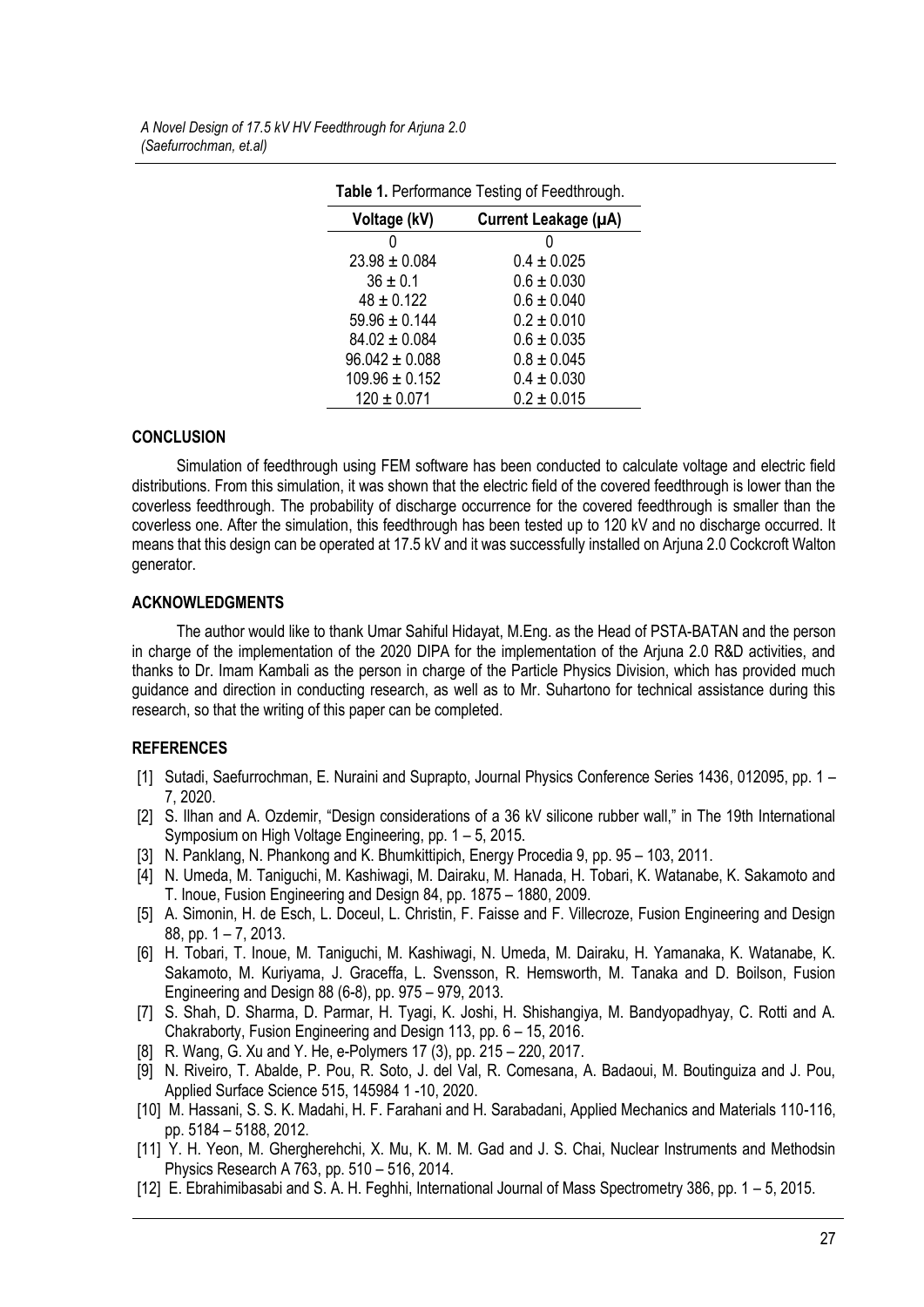**Table 1.** Performance Testing of Feedthrough.

| Voltage (kV) | Current Leakage (μA) |
|---|---|
| 0 | 0 |
| 23.98 ± 0.084 | 0.4 ± 0.025 |
| 36 ± 0.1 | 0.6 ± 0.030 |
| 48 ± 0.122 | 0.6 ± 0.040 |
| 59.96 ± 0.144 | 0.2 ± 0.010 |
| 84.02 ± 0.084 | 0.6 ± 0.035 |
| 96.042 ± 0.088 | 0.8 ± 0.045 |
| 109.96 ± 0.152 | 0.4 ± 0.030 |
| 120 ± 0.071 | 0.2 ± 0.015 |

## CONCLUSION

Simulation of feedthrough using FEM software has been conducted to calculate voltage and electric field distributions. From this simulation, it was shown that the electric field of the covered feedthrough is lower than the coverless feedthrough. The probability of discharge occurrence for the covered feedthrough is smaller than the coverless one. After the simulation, this feedthrough has been tested up to 120 kV and no discharge occurred. It means that this design can be operated at 17.5 kV and it was successfully installed on Arjuna 2.0 Cockcroft Walton generator.

## ACKNOWLEDGMENTS

The author would like to thank Umar Sahiful Hidayat, M.Eng. as the Head of PSTA-BATAN and the person in charge of the implementation of the 2020 DIPA for the implementation of the Arjuna 2.0 R&D activities, and thanks to Dr. Imam Kambali as the person in charge of the Particle Physics Division, which has provided much guidance and direction in conducting research, as well as to Mr. Suhartono for technical assistance during this research, so that the writing of this paper can be completed.

## REFERENCES

[1] Sutadi, Saefurrochman, E. Nuraini and Suprapto, Journal Physics Conference Series 1436, 012095, pp. 1 – 7, 2020.

[2] S. Ilhan and A. Ozdemir, "Design considerations of a 36 kV silicone rubber wall," in The 19th International Symposium on High Voltage Engineering, pp. 1 – 5, 2015.

[3] N. Panklang, N. Phankong and K. Bhumkittipich, Energy Procedia 9, pp. 95 – 103, 2011.

[4] N. Umeda, M. Taniguchi, M. Kashiwagi, M. Dairaku, M. Hanada, H. Tobari, K. Watanabe, K. Sakamoto and T. Inoue, Fusion Engineering and Design 84, pp. 1875 – 1880, 2009.

[5] A. Simonin, H. de Esch, L. Doceul, L. Christin, F. Faisse and F. Villecroze, Fusion Engineering and Design 88, pp. 1 – 7, 2013.

[6] H. Tobari, T. Inoue, M. Taniguchi, M. Kashiwagi, N. Umeda, M. Dairaku, H. Yamanaka, K. Watanabe, K. Sakamoto, M. Kuriyama, J. Graceffa, L. Svensson, R. Hemsworth, M. Tanaka and D. Boilson, Fusion Engineering and Design 88 (6-8), pp. 975 – 979, 2013.

[7] S. Shah, D. Sharma, D. Parmar, H. Tyagi, K. Joshi, H. Shishangiya, M. Bandyopadhyay, C. Rotti and A. Chakraborty, Fusion Engineering and Design 113, pp. 6 – 15, 2016.

[8] R. Wang, G. Xu and Y. He, e-Polymers 17 (3), pp. 215 – 220, 2017.

[9] N. Riveiro, T. Abalde, P. Pou, R. Soto, J. del Val, R. Comesana, A. Badaoui, M. Boutinguiza and J. Pou, Applied Surface Science 515, 145984 1 -10, 2020.

[10] M. Hassani, S. S. K. Madahi, H. F. Farahani and H. Sarabadani, Applied Mechanics and Materials 110-116, pp. 5184 – 5188, 2012.

[11] Y. H. Yeon, M. Ghergherehchi, X. Mu, K. M. M. Gad and J. S. Chai, Nuclear Instruments and Methodsin Physics Research A 763, pp. 510 – 516, 2014.

[12] E. Ebrahimibasabi and S. A. H. Feghhi, International Journal of Mass Spectrometry 386, pp. 1 – 5, 2015.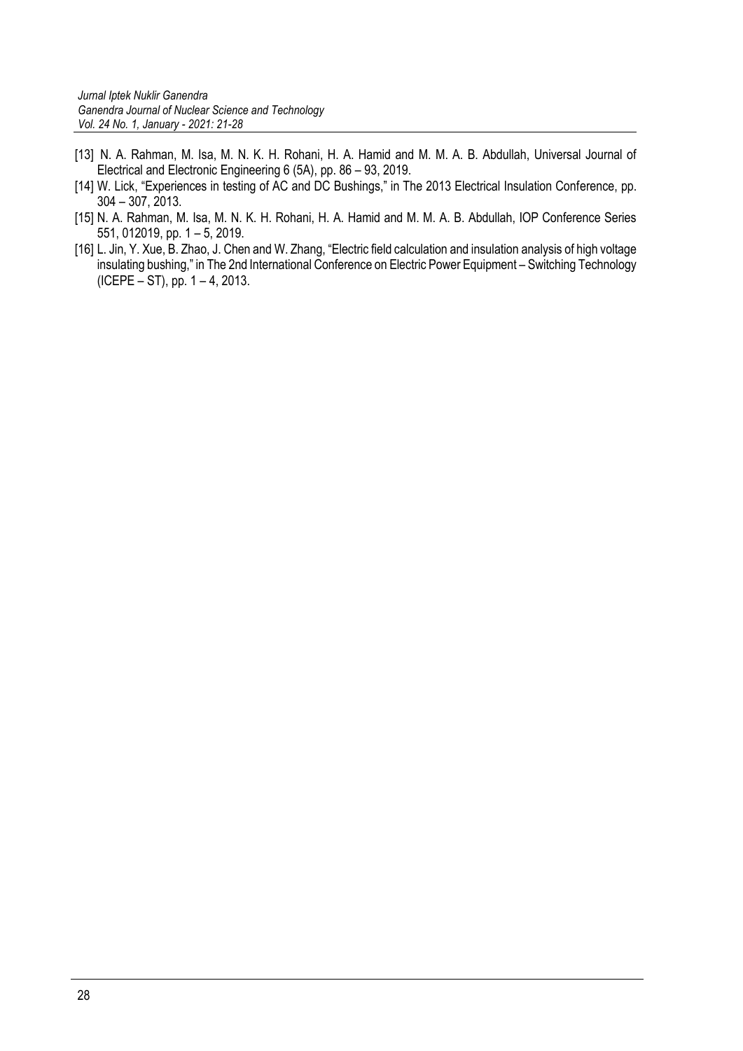[13] N. A. Rahman, M. Isa, M. N. K. H. Rohani, H. A. Hamid and M. M. A. B. Abdullah, Universal Journal of Electrical and Electronic Engineering 6 (5A), pp. 86 – 93, 2019.

[14] W. Lick, "Experiences in testing of AC and DC Bushings," in The 2013 Electrical Insulation Conference, pp. 304 – 307, 2013.

[15] N. A. Rahman, M. Isa, M. N. K. H. Rohani, H. A. Hamid and M. M. A. B. Abdullah, IOP Conference Series 551, 012019, pp. 1 – 5, 2019.

[16] L. Jin, Y. Xue, B. Zhao, J. Chen and W. Zhang, "Electric field calculation and insulation analysis of high voltage insulating bushing," in The 2nd International Conference on Electric Power Equipment – Switching Technology (ICEPE – ST), pp. 1 – 4, 2013.